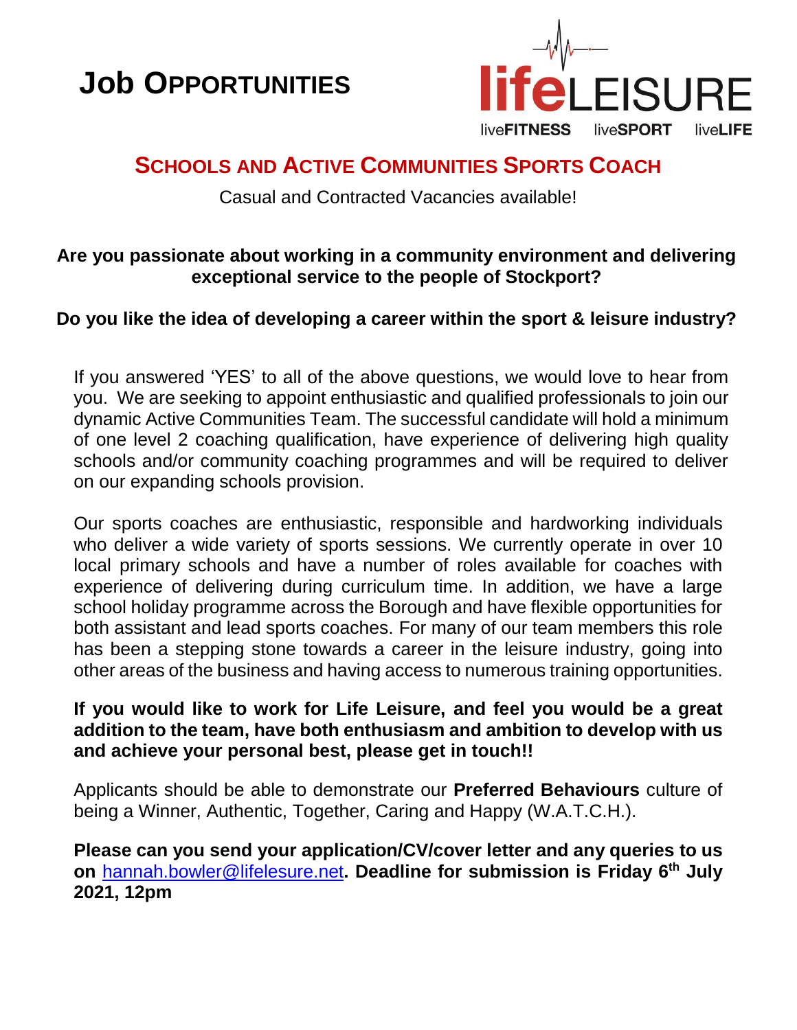# Job Opportunities

lifeLEISURE

liveFITNESS liveSPORT liveLIFE

## Schools and Active Communities Sports Coach

Casual and Contracted Vacancies available!

**Are you passionate about working in a community environment and delivering exceptional service to the people of Stockport?**

**Do you like the idea of developing a career within the sport & leisure industry?**

If you answered 'YES' to all of the above questions, we would love to hear from you. We are seeking to appoint enthusiastic and qualified professionals to join our dynamic Active Communities Team. The successful candidate will hold a minimum of one level 2 coaching qualification, have experience of delivering high quality schools and/or community coaching programmes and will be required to deliver on our expanding schools provision.

Our sports coaches are enthusiastic, responsible and hardworking individuals who deliver a wide variety of sports sessions. We currently operate in over 10 local primary schools and have a number of roles available for coaches with experience of delivering during curriculum time. In addition, we have a large school holiday programme across the Borough and have flexible opportunities for both assistant and lead sports coaches. For many of our team members this role has been a stepping stone towards a career in the leisure industry, going into other areas of the business and having access to numerous training opportunities.

**If you would like to work for Life Leisure, and feel you would be a great addition to the team, have both enthusiasm and ambition to develop with us and achieve your personal best, please get in touch!!**

Applicants should be able to demonstrate our **Preferred Behaviours** culture of being a Winner, Authentic, Together, Caring and Happy (W.A.T.C.H.).

**Please can you send your application/CV/cover letter and any queries to us on** hannah.bowler@lifelesure.net**. Deadline for submission is Friday 6th July 2021, 12pm**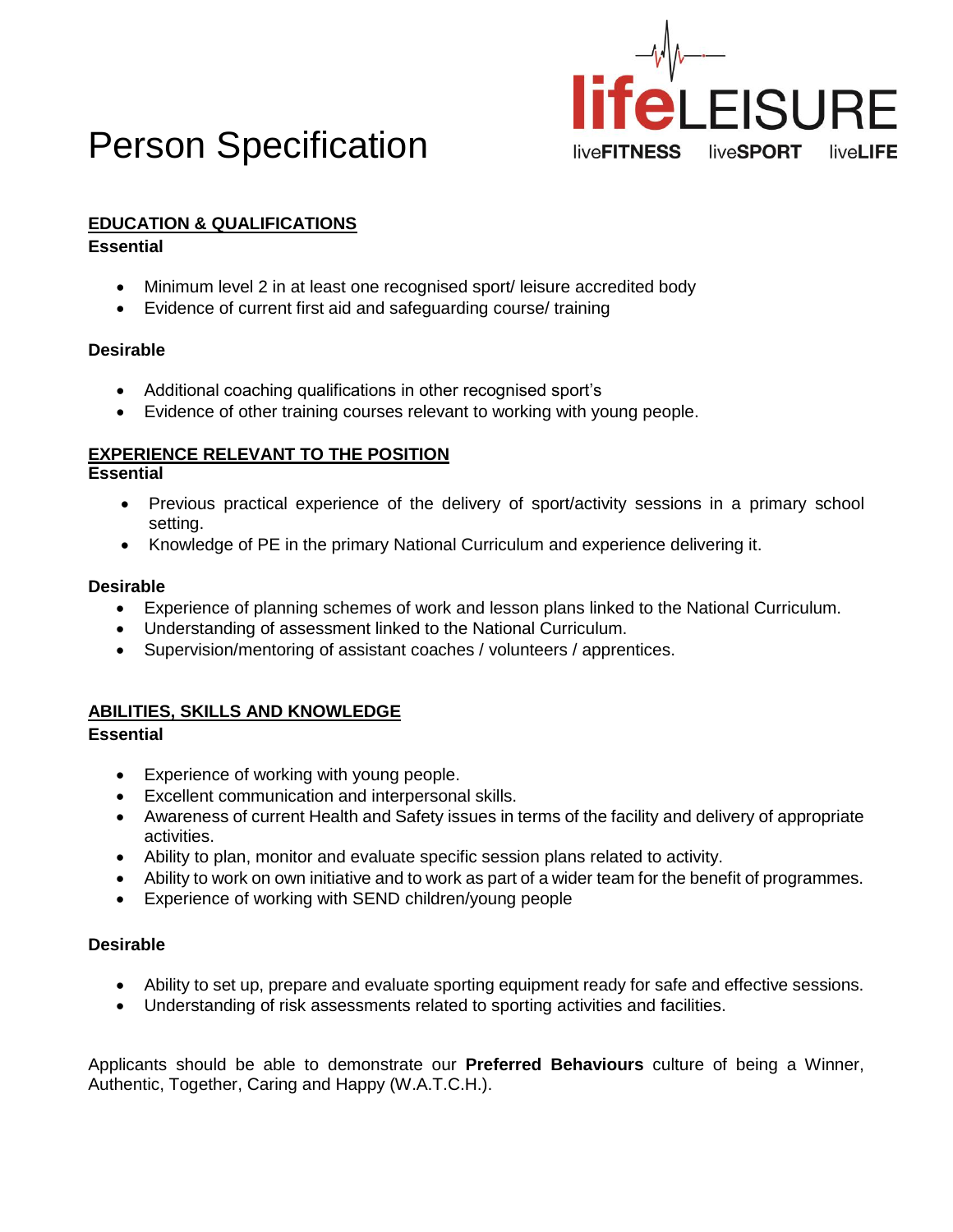# Person Specification

lifeLEISURE
liveFITNESS liveSPORT liveLIFE

## EDUCATION & QUALIFICATIONS

**Essential**

- Minimum level 2 in at least one recognised sport/ leisure accredited body
- Evidence of current first aid and safeguarding course/ training

**Desirable**

- Additional coaching qualifications in other recognised sport's
- Evidence of other training courses relevant to working with young people.

## EXPERIENCE RELEVANT TO THE POSITION

**Essential**

- Previous practical experience of the delivery of sport/activity sessions in a primary school setting.
- Knowledge of PE in the primary National Curriculum and experience delivering it.

**Desirable**

- Experience of planning schemes of work and lesson plans linked to the National Curriculum.
- Understanding of assessment linked to the National Curriculum.
- Supervision/mentoring of assistant coaches / volunteers / apprentices.

## ABILITIES, SKILLS AND KNOWLEDGE

**Essential**

- Experience of working with young people.
- Excellent communication and interpersonal skills.
- Awareness of current Health and Safety issues in terms of the facility and delivery of appropriate activities.
- Ability to plan, monitor and evaluate specific session plans related to activity.
- Ability to work on own initiative and to work as part of a wider team for the benefit of programmes.
- Experience of working with SEND children/young people

**Desirable**

- Ability to set up, prepare and evaluate sporting equipment ready for safe and effective sessions.
- Understanding of risk assessments related to sporting activities and facilities.

Applicants should be able to demonstrate our **Preferred Behaviours** culture of being a Winner, Authentic, Together, Caring and Happy (W.A.T.C.H.).